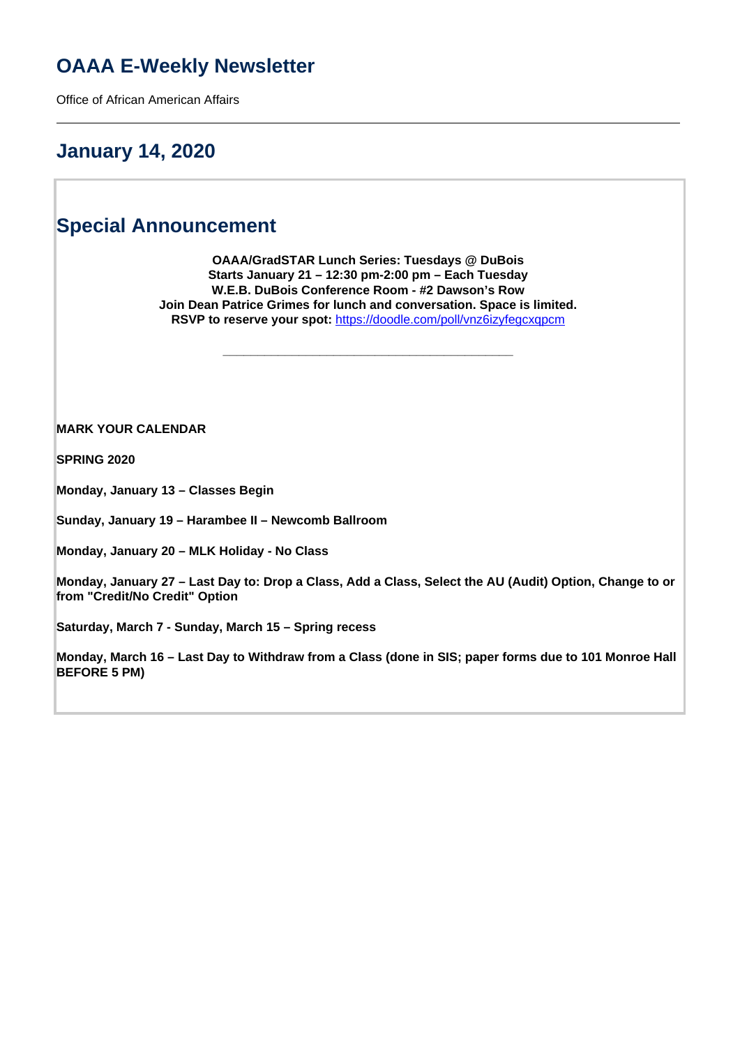# OAAA E-Weekly Newsletter

Office of African American Affairs

---

## January 14, 2020

## Special Announcement

**OAAA/GradSTAR Lunch Series: Tuesdays @ DuBois**
**Starts January 21 – 12:30 pm-2:00 pm – Each Tuesday**
**W.E.B. DuBois Conference Room - #2 Dawson's Row**
**Join Dean Patrice Grimes for lunch and conversation. Space is limited.**
**RSVP to reserve your spot:** [https://doodle.com/poll/vnz6izyfegcxqpcm](https://doodle.com/poll/vnz6izyfegcxqpcm)

---

**MARK YOUR CALENDAR**

**SPRING 2020**

**Monday, January 13 – Classes Begin**

**Sunday, January 19 – Harambee II – Newcomb Ballroom**

**Monday, January 20 – MLK Holiday - No Class**

**Monday, January 27 – Last Day to: Drop a Class, Add a Class, Select the AU (Audit) Option, Change to or from "Credit/No Credit" Option**

**Saturday, March 7 - Sunday, March 15 – Spring recess**

**Monday, March 16 – Last Day to Withdraw from a Class (done in SIS; paper forms due to 101 Monroe Hall BEFORE 5 PM)**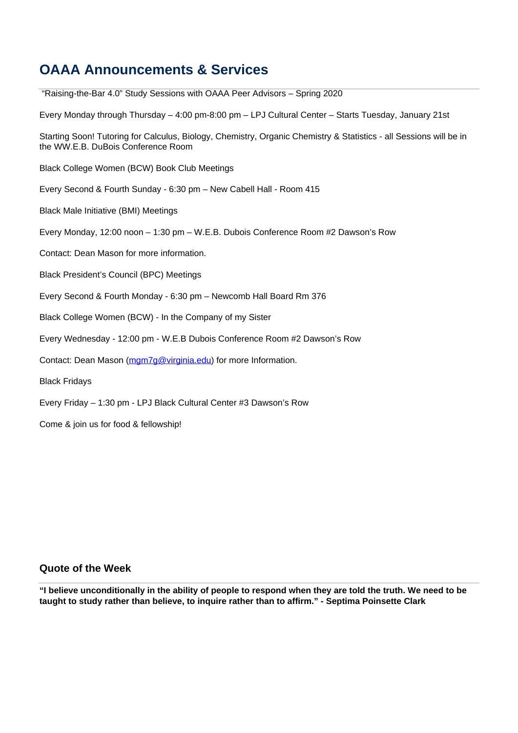## OAAA Announcements & Services

"Raising-the-Bar 4.0" Study Sessions with OAAA Peer Advisors – Spring 2020

Every Monday through Thursday – 4:00 pm-8:00 pm – LPJ Cultural Center – Starts Tuesday, January 21st

Starting Soon! Tutoring for Calculus, Biology, Chemistry, Organic Chemistry & Statistics - all Sessions will be in the WW.E.B. DuBois Conference Room

Black College Women (BCW) Book Club Meetings

Every Second & Fourth Sunday - 6:30 pm – New Cabell Hall - Room 415

Black Male Initiative (BMI) Meetings

Every Monday, 12:00 noon – 1:30 pm – W.E.B. Dubois Conference Room #2 Dawson's Row

Contact: Dean Mason for more information.

Black President's Council (BPC) Meetings

Every Second & Fourth Monday - 6:30 pm – Newcomb Hall Board Rm 376

Black College Women (BCW) - In the Company of my Sister

Every Wednesday - 12:00 pm - W.E.B Dubois Conference Room #2 Dawson's Row

Contact: Dean Mason (mgm7g@virginia.edu) for more Information.

Black Fridays

Every Friday – 1:30 pm - LPJ Black Cultural Center #3 Dawson's Row

Come & join us for food & fellowship!

### Quote of the Week

**"I believe unconditionally in the ability of people to respond when they are told the truth. We need to be taught to study rather than believe, to inquire rather than to affirm." - Septima Poinsette Clark**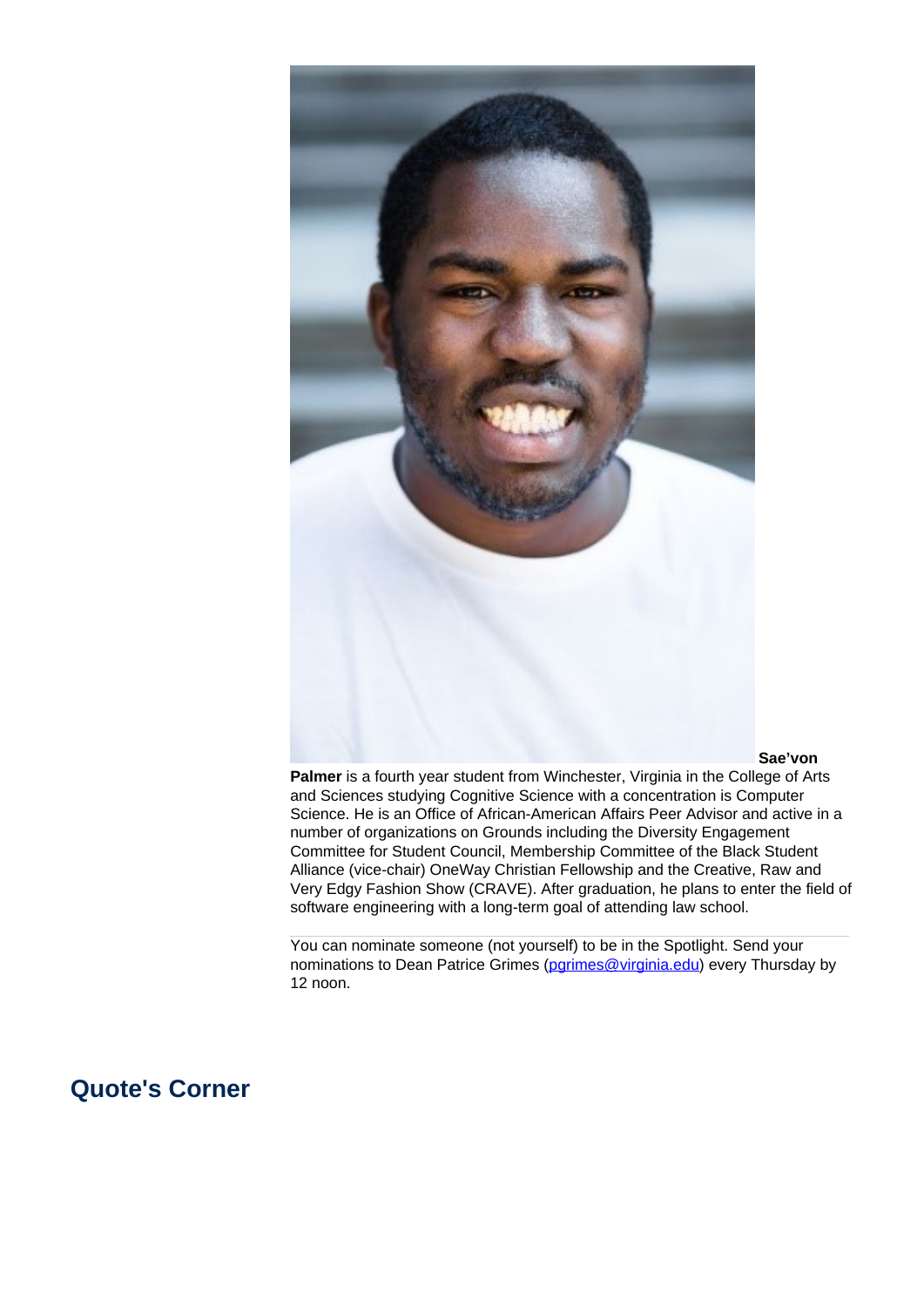**Sae'von Palmer** is a fourth year student from Winchester, Virginia in the College of Arts and Sciences studying Cognitive Science with a concentration is Computer Science. He is an Office of African-American Affairs Peer Advisor and active in a number of organizations on Grounds including the Diversity Engagement Committee for Student Council, Membership Committee of the Black Student Alliance (vice-chair) OneWay Christian Fellowship and the Creative, Raw and Very Edgy Fashion Show (CRAVE). After graduation, he plans to enter the field of software engineering with a long-term goal of attending law school.

---

You can nominate someone (not yourself) to be in the Spotlight. Send your nominations to Dean Patrice Grimes (pgrimes@virginia.edu) every Thursday by 12 noon.

## Quote's Corner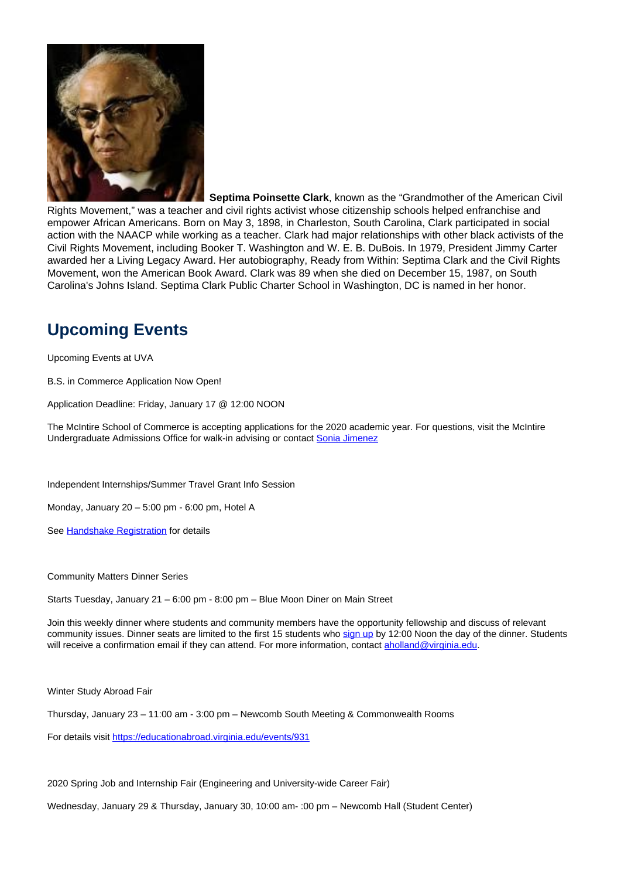**Septima Poinsette Clark**, known as the "Grandmother of the American Civil Rights Movement," was a teacher and civil rights activist whose citizenship schools helped enfranchise and empower African Americans. Born on May 3, 1898, in Charleston, South Carolina, Clark participated in social action with the NAACP while working as a teacher. Clark had major relationships with other black activists of the Civil Rights Movement, including Booker T. Washington and W. E. B. DuBois. In 1979, President Jimmy Carter awarded her a Living Legacy Award. Her autobiography, Ready from Within: Septima Clark and the Civil Rights Movement, won the American Book Award. Clark was 89 when she died on December 15, 1987, on South Carolina's Johns Island. Septima Clark Public Charter School in Washington, DC is named in her honor.

## Upcoming Events

Upcoming Events at UVA

B.S. in Commerce Application Now Open!

Application Deadline: Friday, January 17 @ 12:00 NOON

The McIntire School of Commerce is accepting applications for the 2020 academic year. For questions, visit the McIntire Undergraduate Admissions Office for walk-in advising or contact Sonia Jimenez

Independent Internships/Summer Travel Grant Info Session

Monday, January 20 – 5:00 pm - 6:00 pm, Hotel A

See Handshake Registration for details

Community Matters Dinner Series

Starts Tuesday, January 21 – 6:00 pm - 8:00 pm – Blue Moon Diner on Main Street

Join this weekly dinner where students and community members have the opportunity fellowship and discuss of relevant community issues. Dinner seats are limited to the first 15 students who sign up by 12:00 Noon the day of the dinner. Students will receive a confirmation email if they can attend. For more information, contact aholland@virginia.edu.

Winter Study Abroad Fair

Thursday, January 23 – 11:00 am - 3:00 pm – Newcomb South Meeting & Commonwealth Rooms

For details visit https://educationabroad.virginia.edu/events/931

2020 Spring Job and Internship Fair (Engineering and University-wide Career Fair)

Wednesday, January 29 & Thursday, January 30, 10:00 am- :00 pm – Newcomb Hall (Student Center)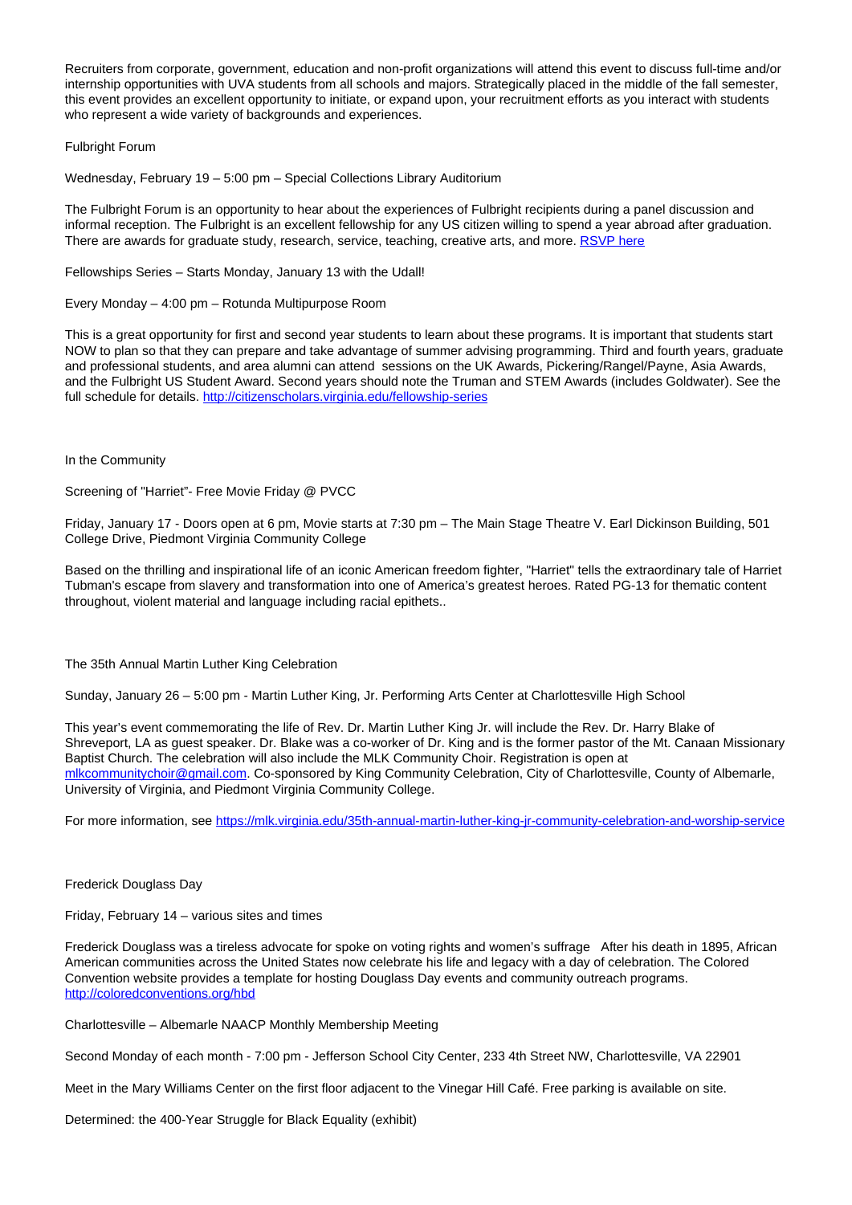Recruiters from corporate, government, education and non-profit organizations will attend this event to discuss full-time and/or internship opportunities with UVA students from all schools and majors. Strategically placed in the middle of the fall semester, this event provides an excellent opportunity to initiate, or expand upon, your recruitment efforts as you interact with students who represent a wide variety of backgrounds and experiences.

Fulbright Forum

Wednesday, February 19 – 5:00 pm – Special Collections Library Auditorium

The Fulbright Forum is an opportunity to hear about the experiences of Fulbright recipients during a panel discussion and informal reception. The Fulbright is an excellent fellowship for any US citizen willing to spend a year abroad after graduation. There are awards for graduate study, research, service, teaching, creative arts, and more. [RSVP here]

Fellowships Series – Starts Monday, January 13 with the Udall!

Every Monday – 4:00 pm – Rotunda Multipurpose Room

This is a great opportunity for first and second year students to learn about these programs. It is important that students start NOW to plan so that they can prepare and take advantage of summer advising programming. Third and fourth years, graduate and professional students, and area alumni can attend sessions on the UK Awards, Pickering/Rangel/Payne, Asia Awards, and the Fulbright US Student Award. Second years should note the Truman and STEM Awards (includes Goldwater). See the full schedule for details. http://citizenscholars.virginia.edu/fellowship-series

In the Community

Screening of "Harriet"- Free Movie Friday @ PVCC

Friday, January 17 - Doors open at 6 pm, Movie starts at 7:30 pm – The Main Stage Theatre V. Earl Dickinson Building, 501 College Drive, Piedmont Virginia Community College

Based on the thrilling and inspirational life of an iconic American freedom fighter, "Harriet" tells the extraordinary tale of Harriet Tubman's escape from slavery and transformation into one of America's greatest heroes. Rated PG-13 for thematic content throughout, violent material and language including racial epithets..

The 35th Annual Martin Luther King Celebration

Sunday, January 26 – 5:00 pm - Martin Luther King, Jr. Performing Arts Center at Charlottesville High School

This year's event commemorating the life of Rev. Dr. Martin Luther King Jr. will include the Rev. Dr. Harry Blake of Shreveport, LA as guest speaker. Dr. Blake was a co-worker of Dr. King and is the former pastor of the Mt. Canaan Missionary Baptist Church. The celebration will also include the MLK Community Choir. Registration is open at mlkcommunitychoir@gmail.com. Co-sponsored by King Community Celebration, City of Charlottesville, County of Albemarle, University of Virginia, and Piedmont Virginia Community College.

For more information, see https://mlk.virginia.edu/35th-annual-martin-luther-king-jr-community-celebration-and-worship-service

Frederick Douglass Day

Friday, February 14 – various sites and times

Frederick Douglass was a tireless advocate for spoke on voting rights and women's suffrage After his death in 1895, African American communities across the United States now celebrate his life and legacy with a day of celebration. The Colored Convention website provides a template for hosting Douglass Day events and community outreach programs. http://coloredconventions.org/hbd

Charlottesville – Albemarle NAACP Monthly Membership Meeting

Second Monday of each month - 7:00 pm - Jefferson School City Center, 233 4th Street NW, Charlottesville, VA 22901

Meet in the Mary Williams Center on the first floor adjacent to the Vinegar Hill Café. Free parking is available on site.

Determined: the 400-Year Struggle for Black Equality (exhibit)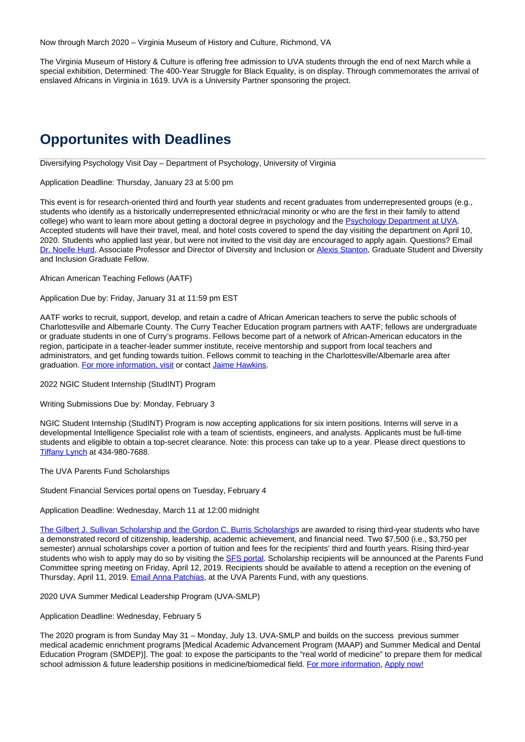Now through March 2020 – Virginia Museum of History and Culture, Richmond, VA

The Virginia Museum of History & Culture is offering free admission to UVA students through the end of next March while a special exhibition, Determined: The 400-Year Struggle for Black Equality, is on display. Through commemorates the arrival of enslaved Africans in Virginia in 1619. UVA is a University Partner sponsoring the project.

## Opportunites with Deadlines

Diversifying Psychology Visit Day – Department of Psychology, University of Virginia

Application Deadline: Thursday, January 23 at 5:00 pm

This event is for research-oriented third and fourth year students and recent graduates from underrepresented groups (e.g., students who identify as a historically underrepresented ethnic/racial minority or who are the first in their family to attend college) who want to learn more about getting a doctoral degree in psychology and the Psychology Department at UVA. Accepted students will have their travel, meal, and hotel costs covered to spend the day visiting the department on April 10, 2020. Students who applied last year, but were not invited to the visit day are encouraged to apply again. Questions? Email Dr. Noelle Hurd, Associate Professor and Director of Diversity and Inclusion or Alexis Stanton, Graduate Student and Diversity and Inclusion Graduate Fellow.

African American Teaching Fellows (AATF)

Application Due by: Friday, January 31 at 11:59 pm EST

AATF works to recruit, support, develop, and retain a cadre of African American teachers to serve the public schools of Charlottesville and Albemarle County. The Curry Teacher Education program partners with AATF; fellows are undergraduate or graduate students in one of Curry's programs. Fellows become part of a network of African-American educators in the region, participate in a teacher-leader summer institute, receive mentorship and support from local teachers and administrators, and get funding towards tuition. Fellows commit to teaching in the Charlottesville/Albemarle area after graduation. For more information, visit or contact Jaime Hawkins.

2022 NGIC Student Internship (StudINT) Program

Writing Submissions Due by: Monday, February 3

NGIC Student Internship (StudINT) Program is now accepting applications for six intern positions. Interns will serve in a developmental Intelligence Specialist role with a team of scientists, engineers, and analysts. Applicants must be full-time students and eligible to obtain a top-secret clearance. Note: this process can take up to a year. Please direct questions to Tiffany Lynch at 434-980-7688.

The UVA Parents Fund Scholarships

Student Financial Services portal opens on Tuesday, February 4

Application Deadline: Wednesday, March 11 at 12:00 midnight

The Gilbert J. Sullivan Scholarship and the Gordon C. Burris Scholarships are awarded to rising third-year students who have a demonstrated record of citizenship, leadership, academic achievement, and financial need. Two $7,500 (i.e., $3,750 per semester) annual scholarships cover a portion of tuition and fees for the recipients' third and fourth years. Rising third-year students who wish to apply may do so by visiting the SFS portal. Scholarship recipients will be announced at the Parents Fund Committee spring meeting on Friday, April 12, 2019. Recipients should be available to attend a reception on the evening of Thursday, April 11, 2019. Email Anna Patchias, at the UVA Parents Fund, with any questions.

2020 UVA Summer Medical Leadership Program (UVA-SMLP)

Application Deadline: Wednesday, February 5

The 2020 program is from Sunday May 31 – Monday, July 13. UVA-SMLP and builds on the success previous summer medical academic enrichment programs [Medical Academic Advancement Program (MAAP) and Summer Medical and Dental Education Program (SMDEP)]. The goal: to expose the participants to the "real world of medicine" to prepare them for medical school admission & future leadership positions in medicine/biomedical field. For more information, Apply now!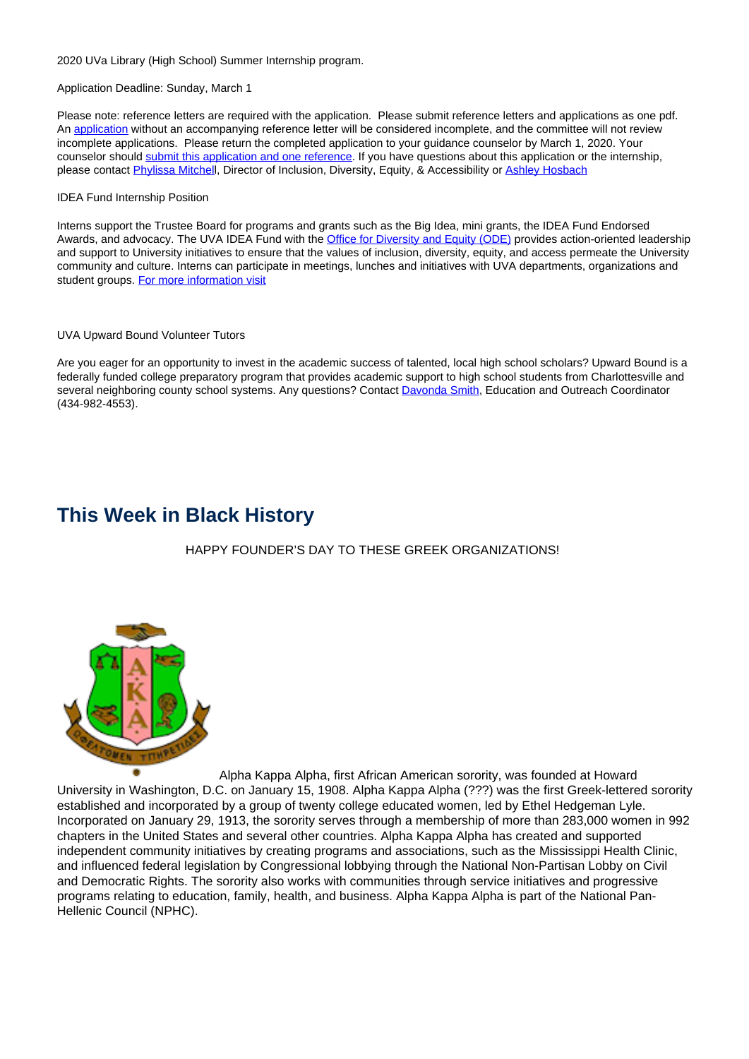2020 UVa Library (High School) Summer Internship program.

Application Deadline: Sunday, March 1

Please note: reference letters are required with the application. Please submit reference letters and applications as one pdf. An application without an accompanying reference letter will be considered incomplete, and the committee will not review incomplete applications. Please return the completed application to your guidance counselor by March 1, 2020. Your counselor should submit this application and one reference. If you have questions about this application or the internship, please contact Phylissa Mitchell, Director of Inclusion, Diversity, Equity, & Accessibility or Ashley Hosbach

IDEA Fund Internship Position

Interns support the Trustee Board for programs and grants such as the Big Idea, mini grants, the IDEA Fund Endorsed Awards, and advocacy. The UVA IDEA Fund with the Office for Diversity and Equity (ODE) provides action-oriented leadership and support to University initiatives to ensure that the values of inclusion, diversity, equity, and access permeate the University community and culture. Interns can participate in meetings, lunches and initiatives with UVA departments, organizations and student groups. For more information visit

UVA Upward Bound Volunteer Tutors

Are you eager for an opportunity to invest in the academic success of talented, local high school scholars? Upward Bound is a federally funded college preparatory program that provides academic support to high school students from Charlottesville and several neighboring county school systems. Any questions? Contact Davonda Smith, Education and Outreach Coordinator (434-982-4553).

## This Week in Black History

HAPPY FOUNDER'S DAY TO THESE GREEK ORGANIZATIONS!

Alpha Kappa Alpha, first African American sorority, was founded at Howard University in Washington, D.C. on January 15, 1908. Alpha Kappa Alpha (???) was the first Greek-lettered sorority established and incorporated by a group of twenty college educated women, led by Ethel Hedgeman Lyle. Incorporated on January 29, 1913, the sorority serves through a membership of more than 283,000 women in 992 chapters in the United States and several other countries. Alpha Kappa Alpha has created and supported independent community initiatives by creating programs and associations, such as the Mississippi Health Clinic, and influenced federal legislation by Congressional lobbying through the National Non-Partisan Lobby on Civil and Democratic Rights. The sorority also works with communities through service initiatives and progressive programs relating to education, family, health, and business. Alpha Kappa Alpha is part of the National Pan-Hellenic Council (NPHC).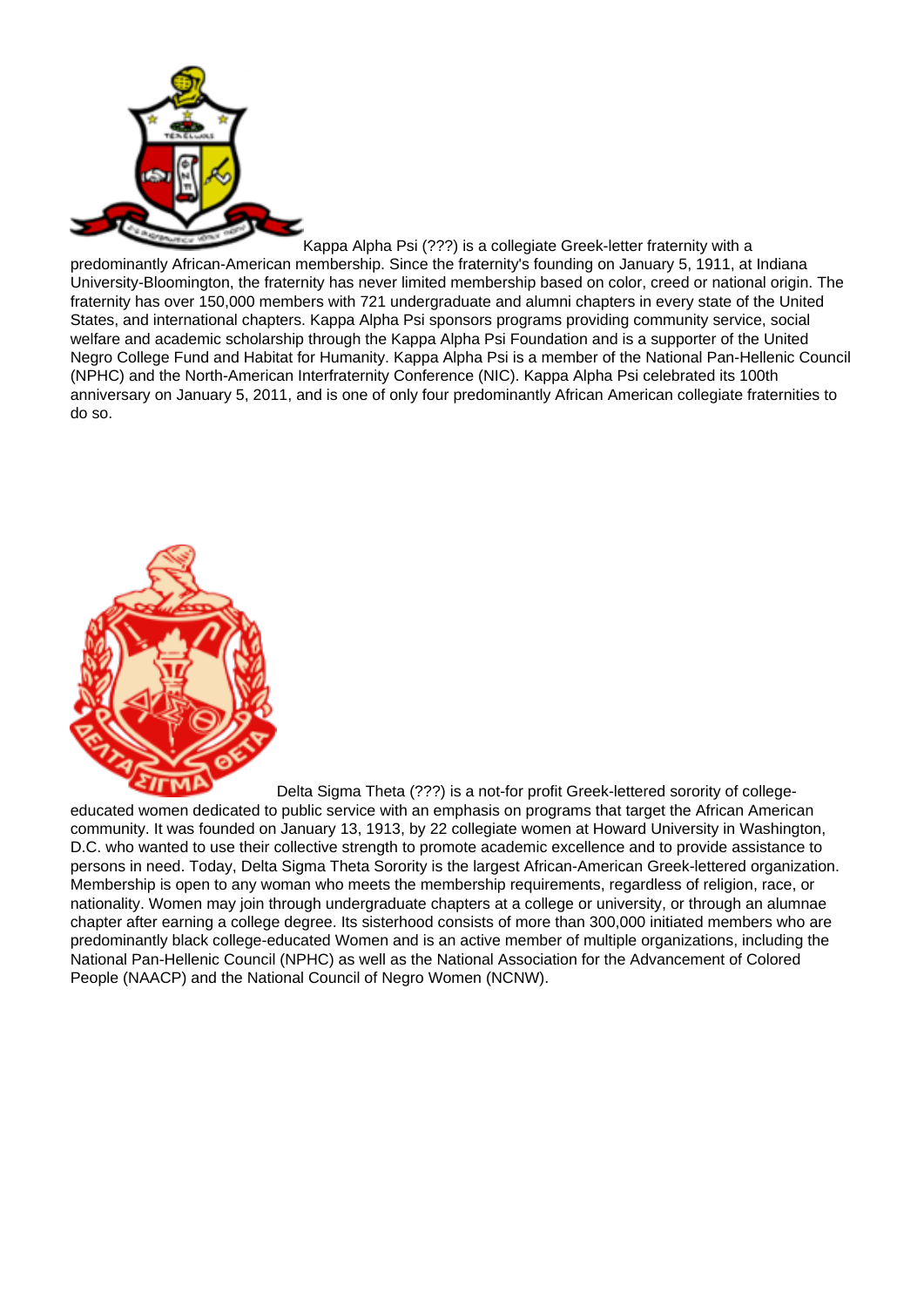Kappa Alpha Psi (???) is a collegiate Greek-letter fraternity with a predominantly African-American membership. Since the fraternity's founding on January 5, 1911, at Indiana University-Bloomington, the fraternity has never limited membership based on color, creed or national origin. The fraternity has over 150,000 members with 721 undergraduate and alumni chapters in every state of the United States, and international chapters. Kappa Alpha Psi sponsors programs providing community service, social welfare and academic scholarship through the Kappa Alpha Psi Foundation and is a supporter of the United Negro College Fund and Habitat for Humanity. Kappa Alpha Psi is a member of the National Pan-Hellenic Council (NPHC) and the North-American Interfraternity Conference (NIC). Kappa Alpha Psi celebrated its 100th anniversary on January 5, 2011, and is one of only four predominantly African American collegiate fraternities to do so.

Delta Sigma Theta (???) is a not-for profit Greek-lettered sorority of college-educated women dedicated to public service with an emphasis on programs that target the African American community. It was founded on January 13, 1913, by 22 collegiate women at Howard University in Washington, D.C. who wanted to use their collective strength to promote academic excellence and to provide assistance to persons in need. Today, Delta Sigma Theta Sorority is the largest African-American Greek-lettered organization. Membership is open to any woman who meets the membership requirements, regardless of religion, race, or nationality. Women may join through undergraduate chapters at a college or university, or through an alumnae chapter after earning a college degree. Its sisterhood consists of more than 300,000 initiated members who are predominantly black college-educated Women and is an active member of multiple organizations, including the National Pan-Hellenic Council (NPHC) as well as the National Association for the Advancement of Colored People (NAACP) and the National Council of Negro Women (NCNW).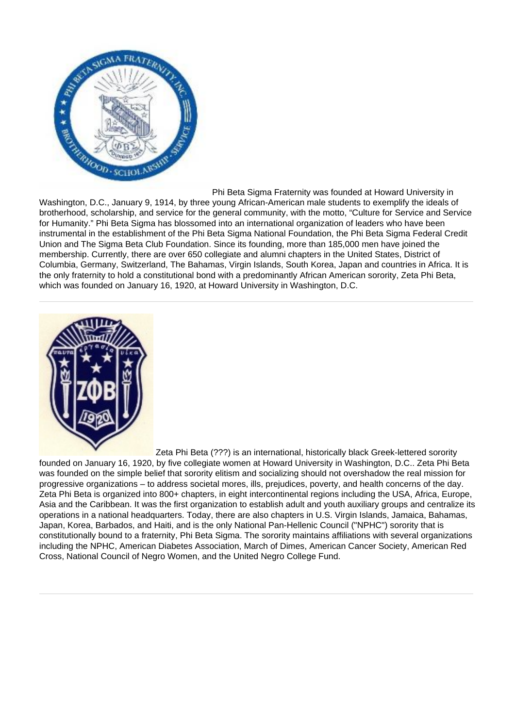Phi Beta Sigma Fraternity was founded at Howard University in Washington, D.C., January 9, 1914, by three young African-American male students to exemplify the ideals of brotherhood, scholarship, and service for the general community, with the motto, "Culture for Service and Service for Humanity." Phi Beta Sigma has blossomed into an international organization of leaders who have been instrumental in the establishment of the Phi Beta Sigma National Foundation, the Phi Beta Sigma Federal Credit Union and The Sigma Beta Club Foundation. Since its founding, more than 185,000 men have joined the membership. Currently, there are over 650 collegiate and alumni chapters in the United States, District of Columbia, Germany, Switzerland, The Bahamas, Virgin Islands, South Korea, Japan and countries in Africa. It is the only fraternity to hold a constitutional bond with a predominantly African American sorority, Zeta Phi Beta, which was founded on January 16, 1920, at Howard University in Washington, D.C.

---

Zeta Phi Beta (???) is an international, historically black Greek-lettered sorority founded on January 16, 1920, by five collegiate women at Howard University in Washington, D.C.. Zeta Phi Beta was founded on the simple belief that sorority elitism and socializing should not overshadow the real mission for progressive organizations – to address societal mores, ills, prejudices, poverty, and health concerns of the day. Zeta Phi Beta is organized into 800+ chapters, in eight intercontinental regions including the USA, Africa, Europe, Asia and the Caribbean. It was the first organization to establish adult and youth auxiliary groups and centralize its operations in a national headquarters. Today, there are also chapters in U.S. Virgin Islands, Jamaica, Bahamas, Japan, Korea, Barbados, and Haiti, and is the only National Pan-Hellenic Council ("NPHC") sorority that is constitutionally bound to a fraternity, Phi Beta Sigma. The sorority maintains affiliations with several organizations including the NPHC, American Diabetes Association, March of Dimes, American Cancer Society, American Red Cross, National Council of Negro Women, and the United Negro College Fund.

---